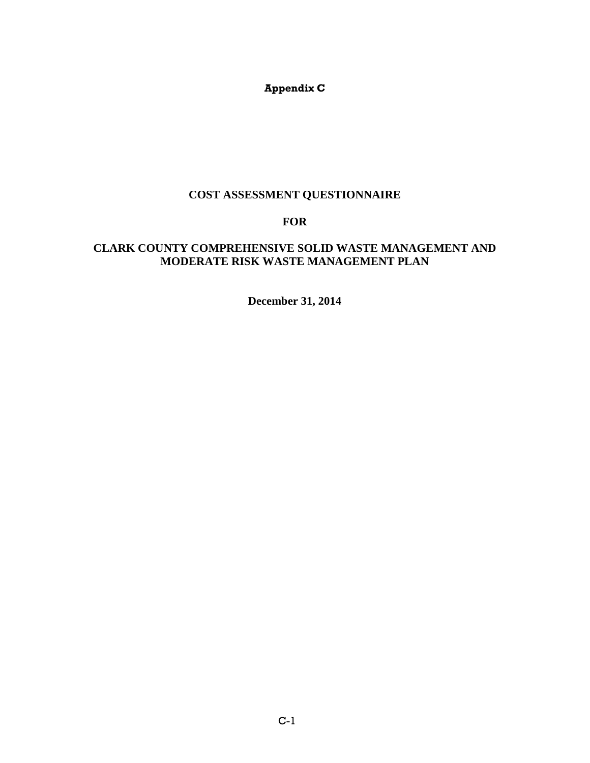**Appendix C**

# COST ASSESSMENT QUESTIONNAIRE

# FOR

# CLARK COUNTY COMPREHENSIVE SOLID WASTE MANAGEMENT AND MODERATE RISK WASTE MANAGEMENT PLAN

**December 31, 2014**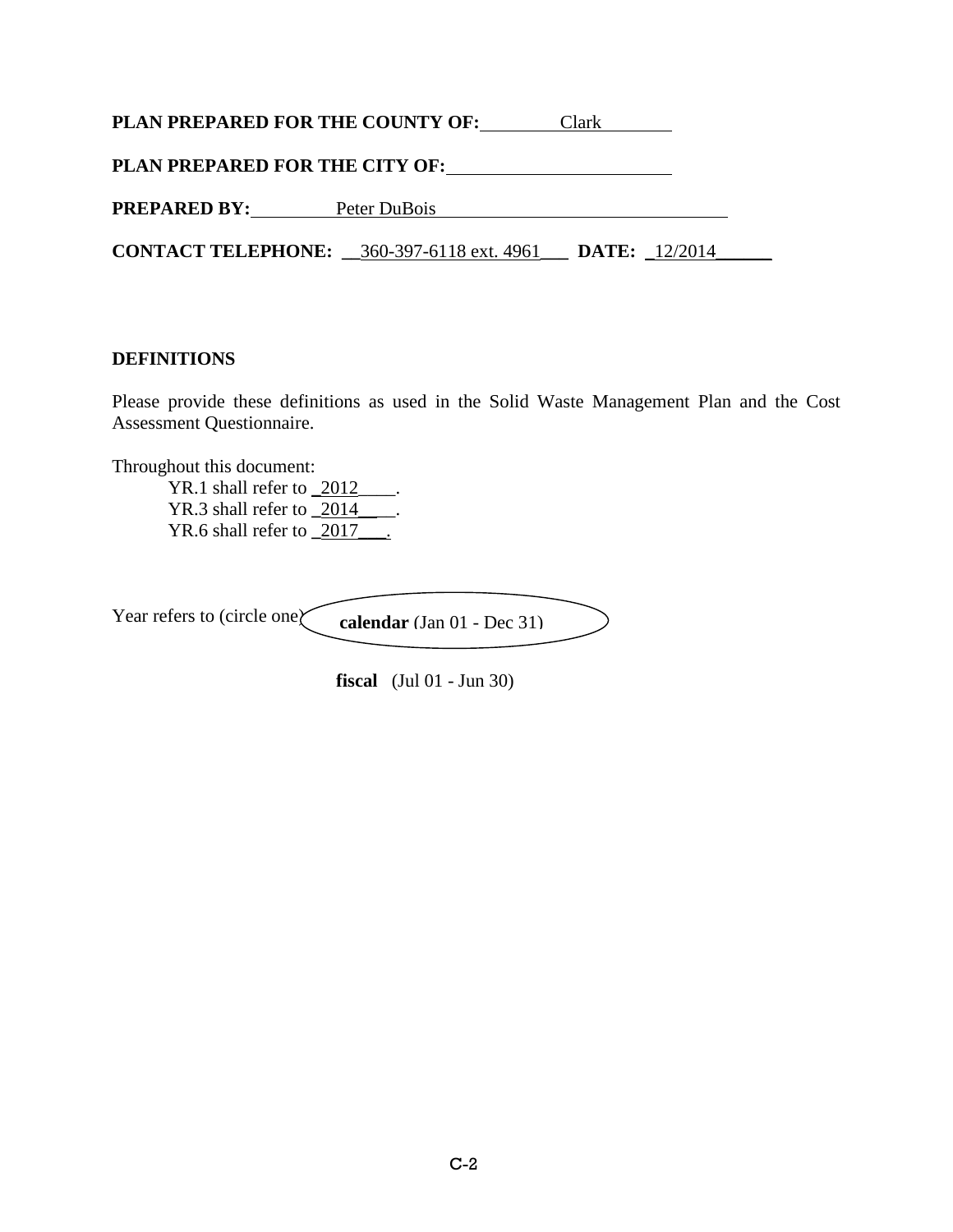**PLAN PREPARED FOR THE COUNTY OF:** Clark

**PLAN PREPARED FOR THE CITY OF:** ____________________

**PREPARED BY:** Peter DuBois

**CONTACT TELEPHONE:** 360-397-6118 ext. 4961 **DATE:** 12/2014

## DEFINITIONS

Please provide these definitions as used in the Solid Waste Management Plan and the Cost Assessment Questionnaire.

Throughout this document:

- YR.1 shall refer to 2012.
- YR.3 shall refer to 2014.
- YR.6 shall refer to 2017.

Year refers to (circle one) **calendar** (Jan 01 - Dec 31) *(circled)*

**fiscal** (Jul 01 - Jun 30)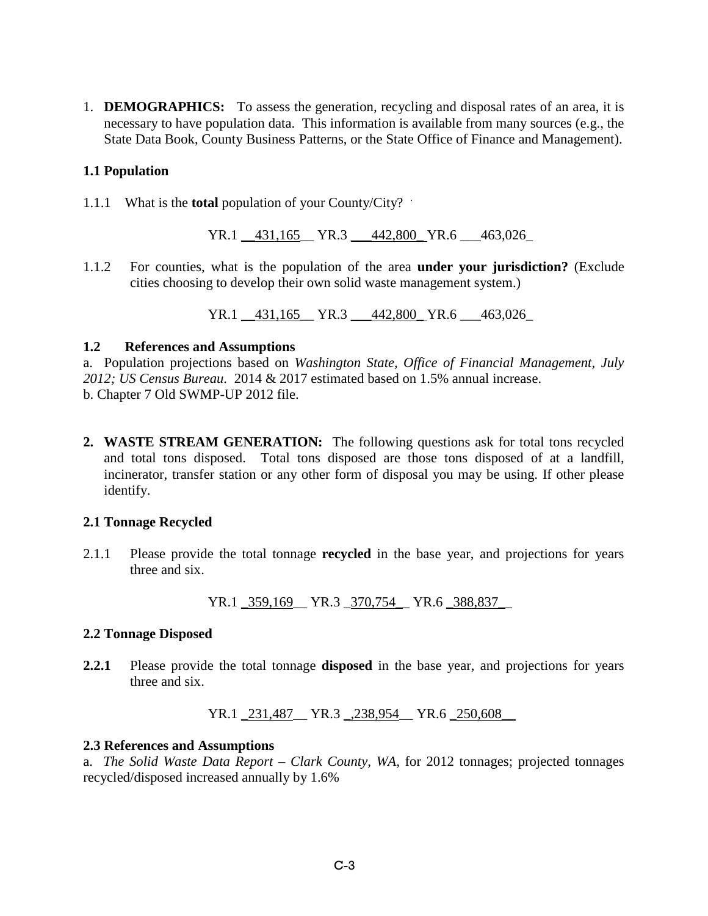1. **DEMOGRAPHICS:** To assess the generation, recycling and disposal rates of an area, it is necessary to have population data. This information is available from many sources (e.g., the State Data Book, County Business Patterns, or the State Office of Finance and Management).

### 1.1 Population

1.1.1 What is the **total** population of your County/City?

YR.1 __431,165__ YR.3 ___442,800_ YR.6 ___463,026_

1.1.2 For counties, what is the population of the area **under your jurisdiction?** (Exclude cities choosing to develop their own solid waste management system.)

YR.1 __431,165__ YR.3 ___442,800_ YR.6 ___463,026_

### 1.2 References and Assumptions

a. Population projections based on *Washington State, Office of Financial Management, July 2012; US Census Bureau.* 2014 & 2017 estimated based on 1.5% annual increase.
b. Chapter 7 Old SWMP-UP 2012 file.

2. **WASTE STREAM GENERATION:** The following questions ask for total tons recycled and total tons disposed. Total tons disposed are those tons disposed of at a landfill, incinerator, transfer station or any other form of disposal you may be using. If other please identify.

### 2.1 Tonnage Recycled

2.1.1 Please provide the total tonnage **recycled** in the base year, and projections for years three and six.

YR.1 _359,169__ YR.3 _370,754_ _ YR.6 _388,837_ _

### 2.2 Tonnage Disposed

**2.2.1** Please provide the total tonnage **disposed** in the base year, and projections for years three and six.

YR.1 _231,487__ YR.3 _,238,954__ YR.6 _250,608__

### 2.3 References and Assumptions

a. *The Solid Waste Data Report – Clark County, WA,* for 2012 tonnages; projected tonnages recycled/disposed increased annually by 1.6%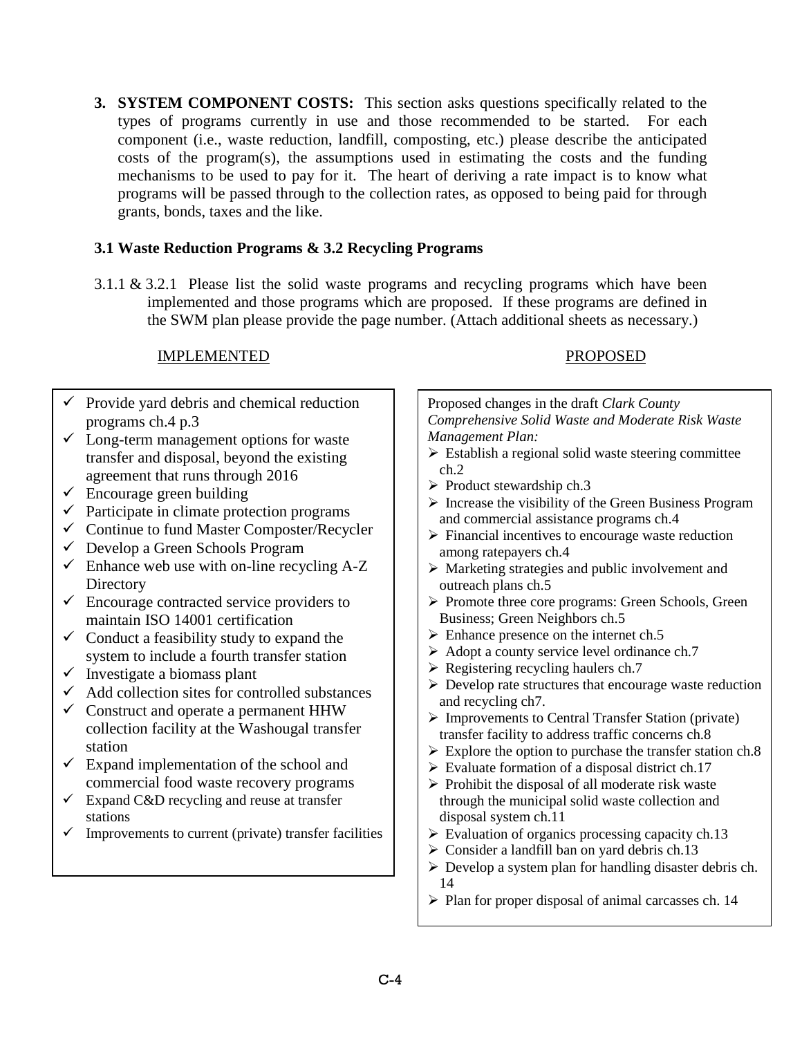**3. SYSTEM COMPONENT COSTS:** This section asks questions specifically related to the types of programs currently in use and those recommended to be started. For each component (i.e., waste reduction, landfill, composting, etc.) please describe the anticipated costs of the program(s), the assumptions used in estimating the costs and the funding mechanisms to be used to pay for it. The heart of deriving a rate impact is to know what programs will be passed through to the collection rates, as opposed to being paid for through grants, bonds, taxes and the like.

### 3.1 Waste Reduction Programs & 3.2 Recycling Programs

3.1.1 & 3.2.1 Please list the solid waste programs and recycling programs which have been implemented and those programs which are proposed. If these programs are defined in the SWM plan please provide the page number. (Attach additional sheets as necessary.)

**IMPLEMENTED**

- ✓ Provide yard debris and chemical reduction programs ch.4 p.3
- ✓ Long-term management options for waste transfer and disposal, beyond the existing agreement that runs through 2016
- ✓ Encourage green building
- ✓ Participate in climate protection programs
- ✓ Continue to fund Master Composter/Recycler
- ✓ Develop a Green Schools Program
- ✓ Enhance web use with on-line recycling A-Z Directory
- ✓ Encourage contracted service providers to maintain ISO 14001 certification
- ✓ Conduct a feasibility study to expand the system to include a fourth transfer station
- ✓ Investigate a biomass plant
- ✓ Add collection sites for controlled substances
- ✓ Construct and operate a permanent HHW collection facility at the Washougal transfer station
- ✓ Expand implementation of the school and commercial food waste recovery programs
- ✓ Expand C&D recycling and reuse at transfer stations
- ✓ Improvements to current (private) transfer facilities

**PROPOSED**

Proposed changes in the draft *Clark County Comprehensive Solid Waste and Moderate Risk Waste Management Plan:*

- ➢ Establish a regional solid waste steering committee ch.2
- ➢ Product stewardship ch.3
- ➢ Increase the visibility of the Green Business Program and commercial assistance programs ch.4
- ➢ Financial incentives to encourage waste reduction among ratepayers ch.4
- ➢ Marketing strategies and public involvement and outreach plans ch.5
- ➢ Promote three core programs: Green Schools, Green Business; Green Neighbors ch.5
- ➢ Enhance presence on the internet ch.5
- ➢ Adopt a county service level ordinance ch.7
- ➢ Registering recycling haulers ch.7
- ➢ Develop rate structures that encourage waste reduction and recycling ch7.
- ➢ Improvements to Central Transfer Station (private) transfer facility to address traffic concerns ch.8
- ➢ Explore the option to purchase the transfer station ch.8
- ➢ Evaluate formation of a disposal district ch.17
- ➢ Prohibit the disposal of all moderate risk waste through the municipal solid waste collection and disposal system ch.11
- ➢ Evaluation of organics processing capacity ch.13
- ➢ Consider a landfill ban on yard debris ch.13
- ➢ Develop a system plan for handling disaster debris ch. 14
- ➢ Plan for proper disposal of animal carcasses ch. 14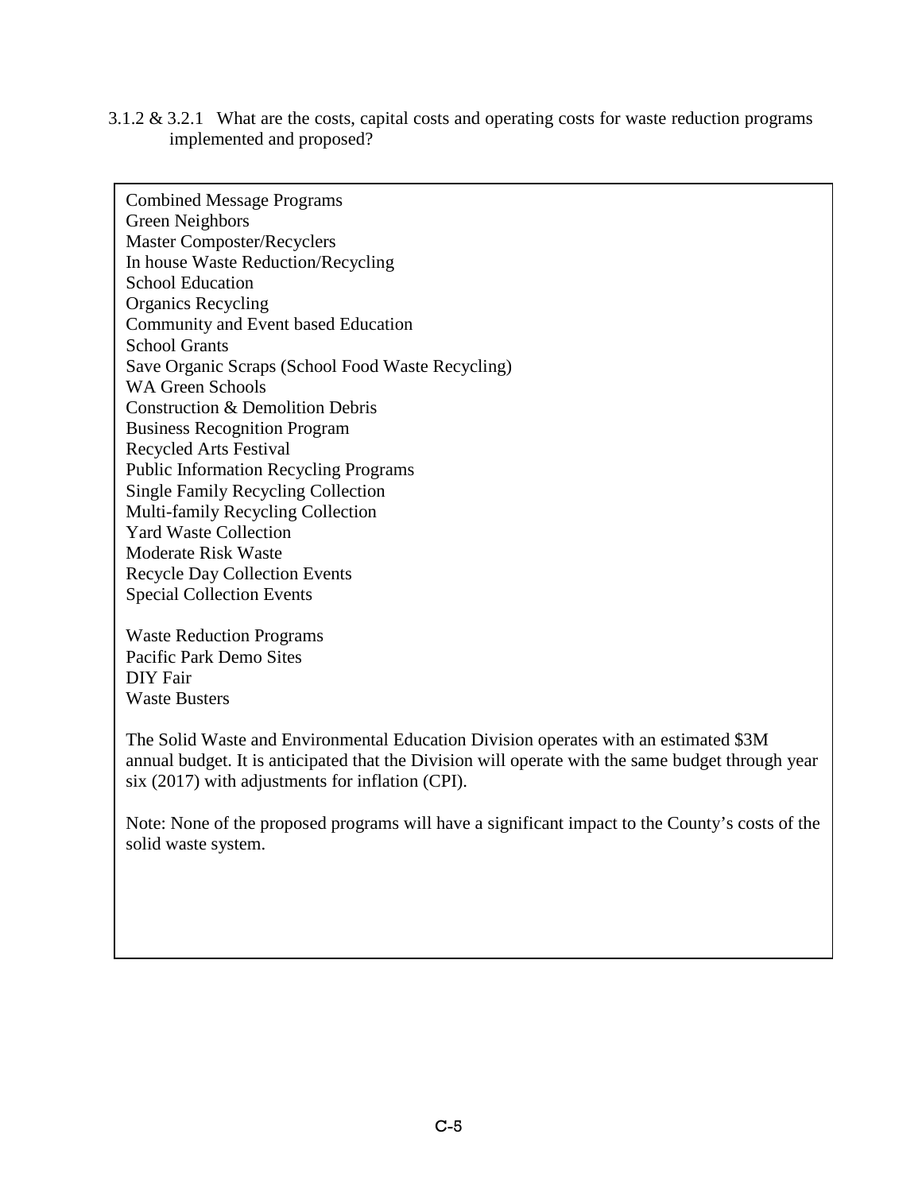3.1.2 & 3.2.1 What are the costs, capital costs and operating costs for waste reduction programs implemented and proposed?

Combined Message Programs
Green Neighbors
Master Composter/Recyclers
In house Waste Reduction/Recycling
School Education
Organics Recycling
Community and Event based Education
School Grants
Save Organic Scraps (School Food Waste Recycling)
WA Green Schools
Construction & Demolition Debris
Business Recognition Program
Recycled Arts Festival
Public Information Recycling Programs
Single Family Recycling Collection
Multi-family Recycling Collection
Yard Waste Collection
Moderate Risk Waste
Recycle Day Collection Events
Special Collection Events

Waste Reduction Programs
Pacific Park Demo Sites
DIY Fair
Waste Busters

The Solid Waste and Environmental Education Division operates with an estimated $3M annual budget. It is anticipated that the Division will operate with the same budget through year six (2017) with adjustments for inflation (CPI).

Note: None of the proposed programs will have a significant impact to the County's costs of the solid waste system.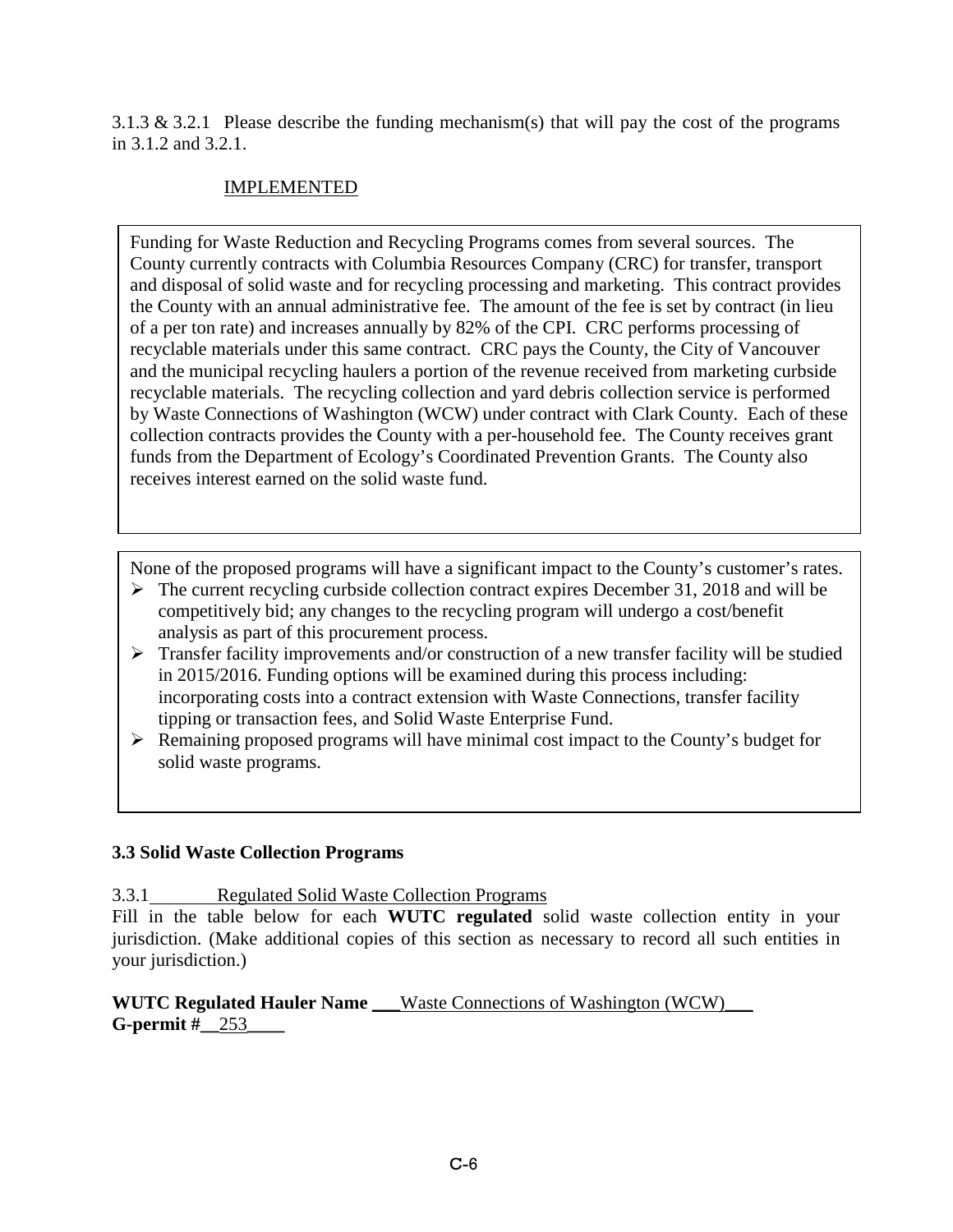3.1.3 & 3.2.1 Please describe the funding mechanism(s) that will pay the cost of the programs in 3.1.2 and 3.2.1.

IMPLEMENTED

Funding for Waste Reduction and Recycling Programs comes from several sources. The County currently contracts with Columbia Resources Company (CRC) for transfer, transport and disposal of solid waste and for recycling processing and marketing. This contract provides the County with an annual administrative fee. The amount of the fee is set by contract (in lieu of a per ton rate) and increases annually by 82% of the CPI. CRC performs processing of recyclable materials under this same contract. CRC pays the County, the City of Vancouver and the municipal recycling haulers a portion of the revenue received from marketing curbside recyclable materials. The recycling collection and yard debris collection service is performed by Waste Connections of Washington (WCW) under contract with Clark County. Each of these collection contracts provides the County with a per-household fee. The County receives grant funds from the Department of Ecology's Coordinated Prevention Grants. The County also receives interest earned on the solid waste fund.

None of the proposed programs will have a significant impact to the County's customer's rates.

- The current recycling curbside collection contract expires December 31, 2018 and will be competitively bid; any changes to the recycling program will undergo a cost/benefit analysis as part of this procurement process.
- Transfer facility improvements and/or construction of a new transfer facility will be studied in 2015/2016. Funding options will be examined during this process including: incorporating costs into a contract extension with Waste Connections, transfer facility tipping or transaction fees, and Solid Waste Enterprise Fund.
- Remaining proposed programs will have minimal cost impact to the County's budget for solid waste programs.

### 3.3 Solid Waste Collection Programs

3.3.1 Regulated Solid Waste Collection Programs

Fill in the table below for each **WUTC regulated** solid waste collection entity in your jurisdiction. (Make additional copies of this section as necessary to record all such entities in your jurisdiction.)

**WUTC Regulated Hauler Name** ___Waste Connections of Washington (WCW)___

**G-permit #**__253____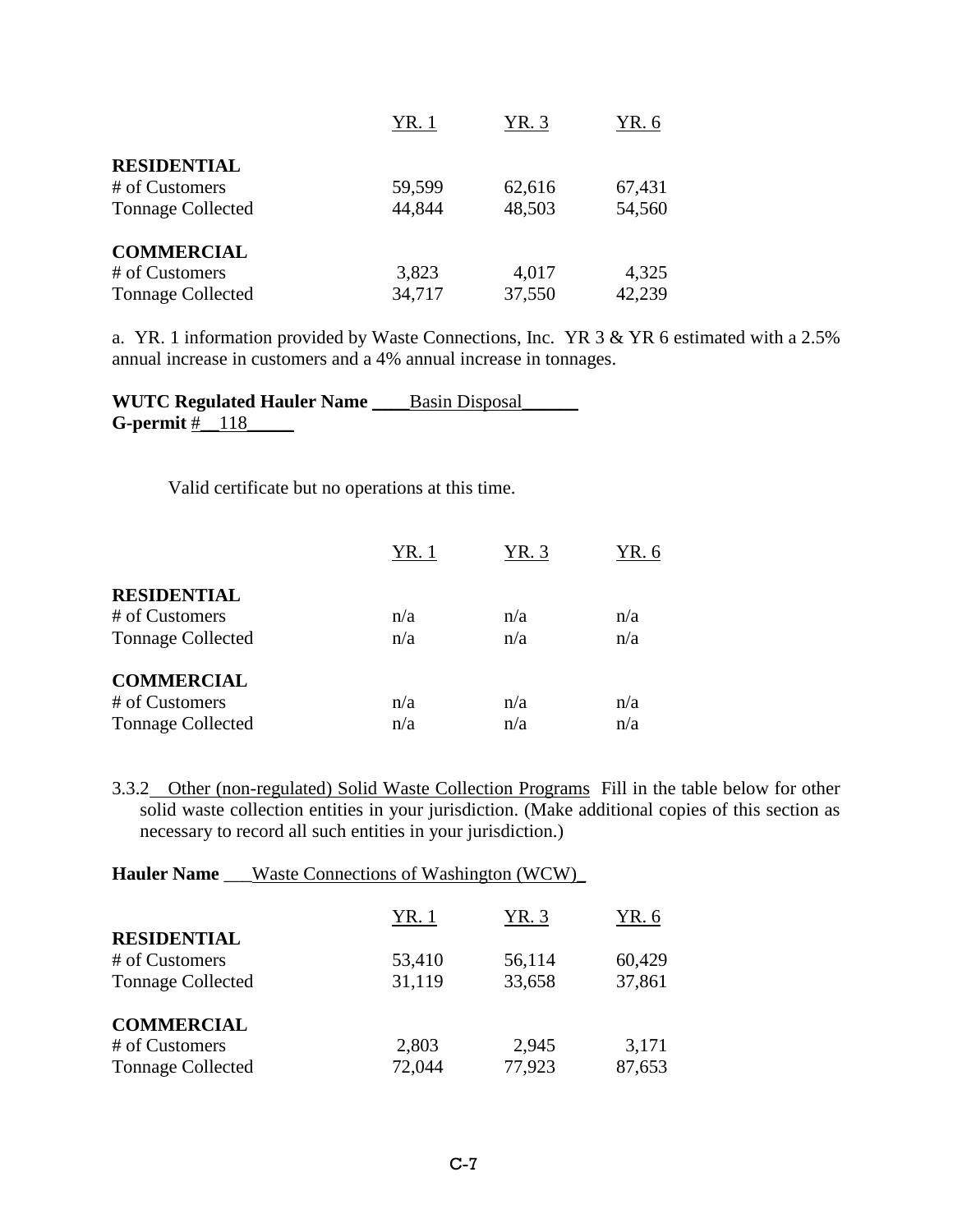| | YR. 1 | YR. 3 | YR. 6 |
|---|---|---|---|
| **RESIDENTIAL** | | | |
| # of Customers | 59,599 | 62,616 | 67,431 |
| Tonnage Collected | 44,844 | 48,503 | 54,560 |
| **COMMERCIAL** | | | |
| # of Customers | 3,823 | 4,017 | 4,325 |
| Tonnage Collected | 34,717 | 37,550 | 42,239 |

a. YR. 1 information provided by Waste Connections, Inc. YR 3 & YR 6 estimated with a 2.5% annual increase in customers and a 4% annual increase in tonnages.

**WUTC Regulated Hauler Name** ____Basin Disposal______
**G-permit** #__118_____

Valid certificate but no operations at this time.

| | YR. 1 | YR. 3 | YR. 6 |
|---|---|---|---|
| **RESIDENTIAL** | | | |
| # of Customers | n/a | n/a | n/a |
| Tonnage Collected | n/a | n/a | n/a |
| **COMMERCIAL** | | | |
| # of Customers | n/a | n/a | n/a |
| Tonnage Collected | n/a | n/a | n/a |

3.3.2 Other (non-regulated) Solid Waste Collection Programs Fill in the table below for other solid waste collection entities in your jurisdiction. (Make additional copies of this section as necessary to record all such entities in your jurisdiction.)

**Hauler Name** ___Waste Connections of Washington (WCW)_

| | YR. 1 | YR. 3 | YR. 6 |
|---|---|---|---|
| **RESIDENTIAL** | | | |
| # of Customers | 53,410 | 56,114 | 60,429 |
| Tonnage Collected | 31,119 | 33,658 | 37,861 |
| **COMMERCIAL** | | | |
| # of Customers | 2,803 | 2,945 | 3,171 |
| Tonnage Collected | 72,044 | 77,923 | 87,653 |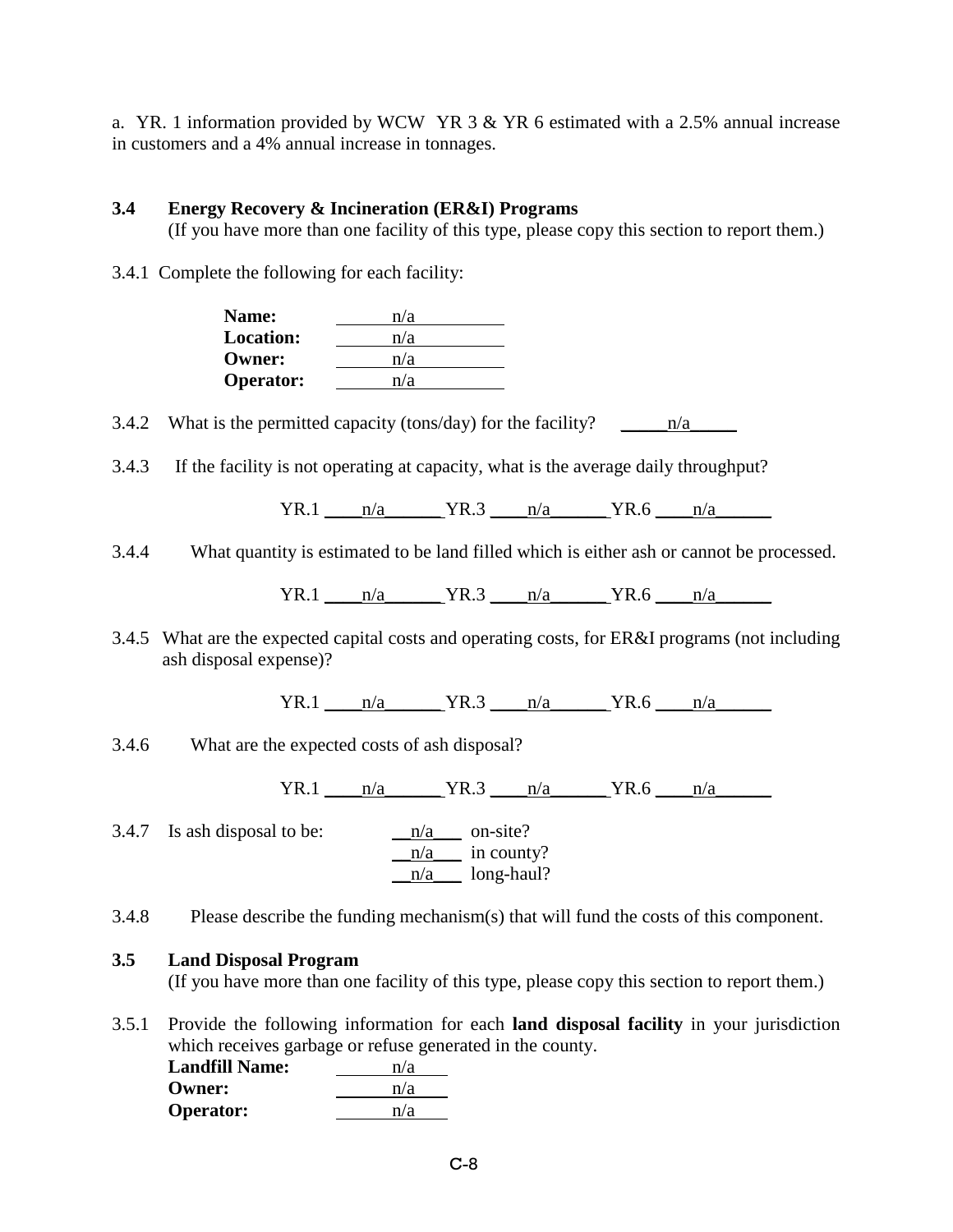a. YR. 1 information provided by WCW YR 3 & YR 6 estimated with a 2.5% annual increase in customers and a 4% annual increase in tonnages.

### 3.4 Energy Recovery & Incineration (ER&I) Programs

(If you have more than one facility of this type, please copy this section to report them.)

3.4.1 Complete the following for each facility:

**Name:** n/a
**Location:** n/a
**Owner:** n/a
**Operator:** n/a

3.4.2 What is the permitted capacity (tons/day) for the facility? n/a

3.4.3 If the facility is not operating at capacity, what is the average daily throughput?

YR.1 n/a YR.3 n/a YR.6 n/a

3.4.4 What quantity is estimated to be land filled which is either ash or cannot be processed.

YR.1 n/a YR.3 n/a YR.6 n/a

3.4.5 What are the expected capital costs and operating costs, for ER&I programs (not including ash disposal expense)?

YR.1 n/a YR.3 n/a YR.6 n/a

3.4.6 What are the expected costs of ash disposal?

YR.1 n/a YR.3 n/a YR.6 n/a

3.4.7 Is ash disposal to be:
n/a on-site?
n/a in county?
n/a long-haul?

3.4.8 Please describe the funding mechanism(s) that will fund the costs of this component.

### 3.5 Land Disposal Program

(If you have more than one facility of this type, please copy this section to report them.)

3.5.1 Provide the following information for each **land disposal facility** in your jurisdiction which receives garbage or refuse generated in the county.

**Landfill Name:** n/a
**Owner:** n/a
**Operator:** n/a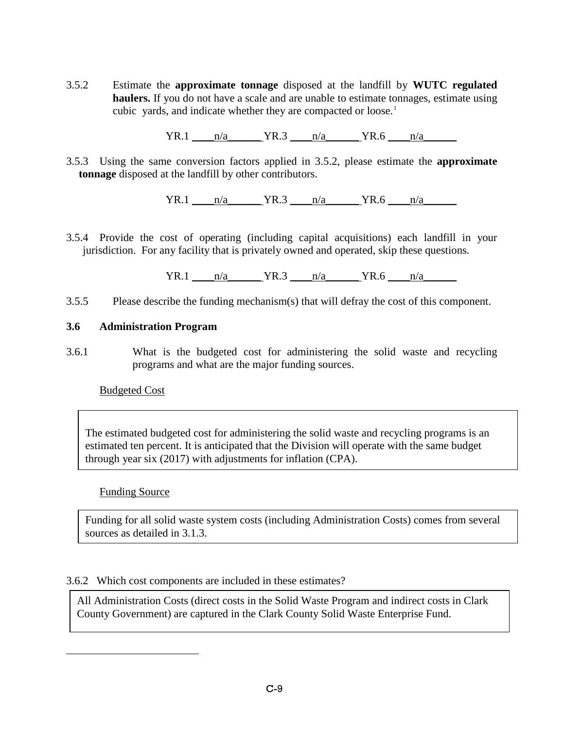3.5.2 Estimate the **approximate tonnage** disposed at the landfill by **WUTC regulated haulers.** If you do not have a scale and are unable to estimate tonnages, estimate using cubic yards, and indicate whether they are compacted or loose.[1]

YR.1 ____n/a______ YR.3 ____n/a______ YR.6 ____n/a______

3.5.3 Using the same conversion factors applied in 3.5.2, please estimate the **approximate tonnage** disposed at the landfill by other contributors.

YR.1 ____n/a______ YR.3 ____n/a______ YR.6 ____n/a______

3.5.4 Provide the cost of operating (including capital acquisitions) each landfill in your jurisdiction. For any facility that is privately owned and operated, skip these questions.

YR.1 ____n/a______ YR.3 ____n/a______ YR.6 ____n/a______

3.5.5 Please describe the funding mechanism(s) that will defray the cost of this component.

### 3.6 Administration Program

3.6.1 What is the budgeted cost for administering the solid waste and recycling programs and what are the major funding sources.

Budgeted Cost

> The estimated budgeted cost for administering the solid waste and recycling programs is an estimated ten percent. It is anticipated that the Division will operate with the same budget through year six (2017) with adjustments for inflation (CPA).

Funding Source

> Funding for all solid waste system costs (including Administration Costs) comes from several sources as detailed in 3.1.3.

3.6.2 Which cost components are included in these estimates?

> All Administration Costs (direct costs in the Solid Waste Program and indirect costs in Clark County Government) are captured in the Clark County Solid Waste Enterprise Fund.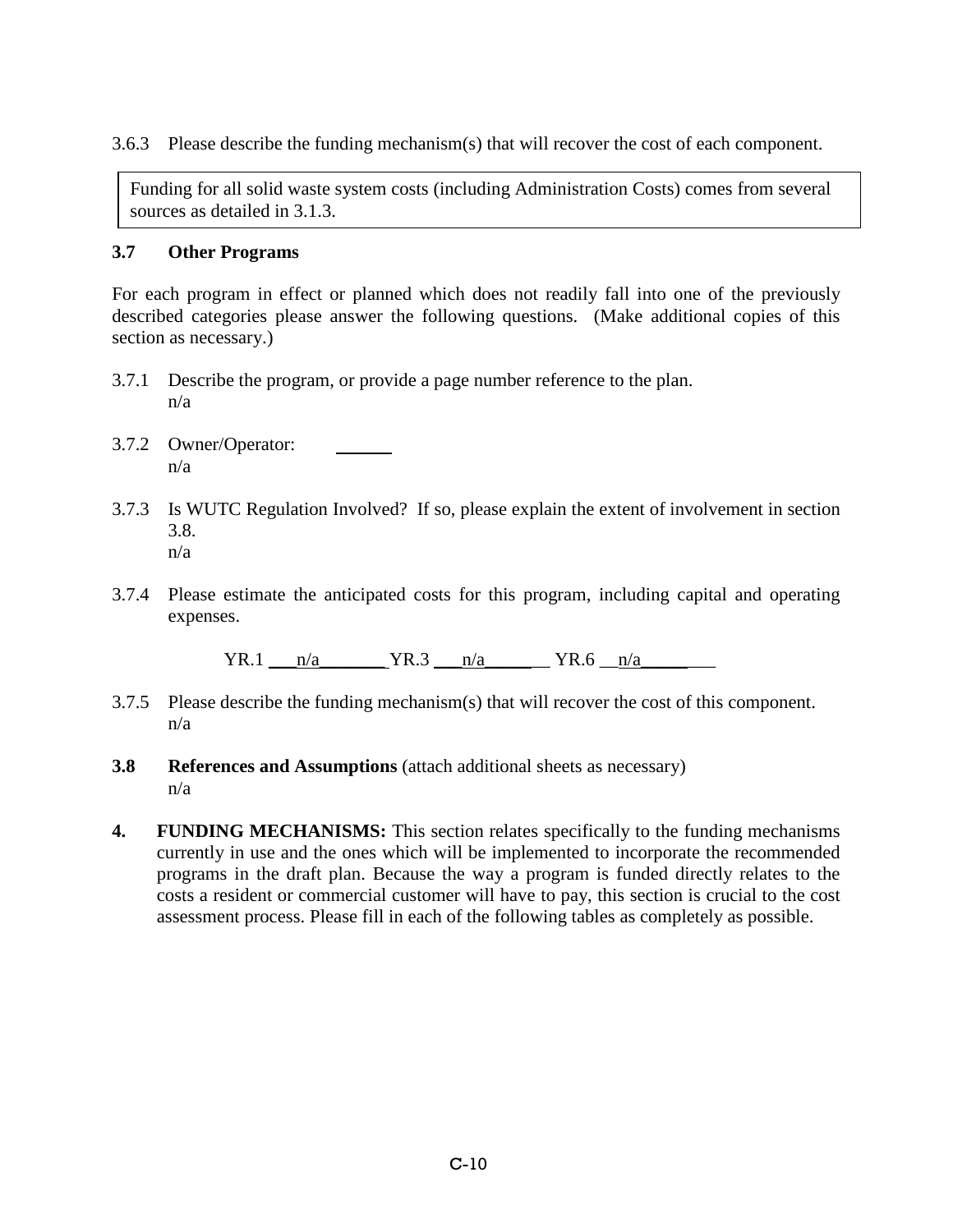3.6.3 Please describe the funding mechanism(s) that will recover the cost of each component.

> Funding for all solid waste system costs (including Administration Costs) comes from several sources as detailed in 3.1.3.

### 3.7 Other Programs

For each program in effect or planned which does not readily fall into one of the previously described categories please answer the following questions. (Make additional copies of this section as necessary.)

3.7.1 Describe the program, or provide a page number reference to the plan.
n/a

3.7.2 Owner/Operator: ______
n/a

3.7.3 Is WUTC Regulation Involved? If so, please explain the extent of involvement in section 3.8.
n/a

3.7.4 Please estimate the anticipated costs for this program, including capital and operating expenses.

YR.1 ___n/a_______ YR.3 ___n/a_______ YR.6 __n/a________

3.7.5 Please describe the funding mechanism(s) that will recover the cost of this component.
n/a

**3.8 References and Assumptions** (attach additional sheets as necessary)
n/a

**4. FUNDING MECHANISMS:** This section relates specifically to the funding mechanisms currently in use and the ones which will be implemented to incorporate the recommended programs in the draft plan. Because the way a program is funded directly relates to the costs a resident or commercial customer will have to pay, this section is crucial to the cost assessment process. Please fill in each of the following tables as completely as possible.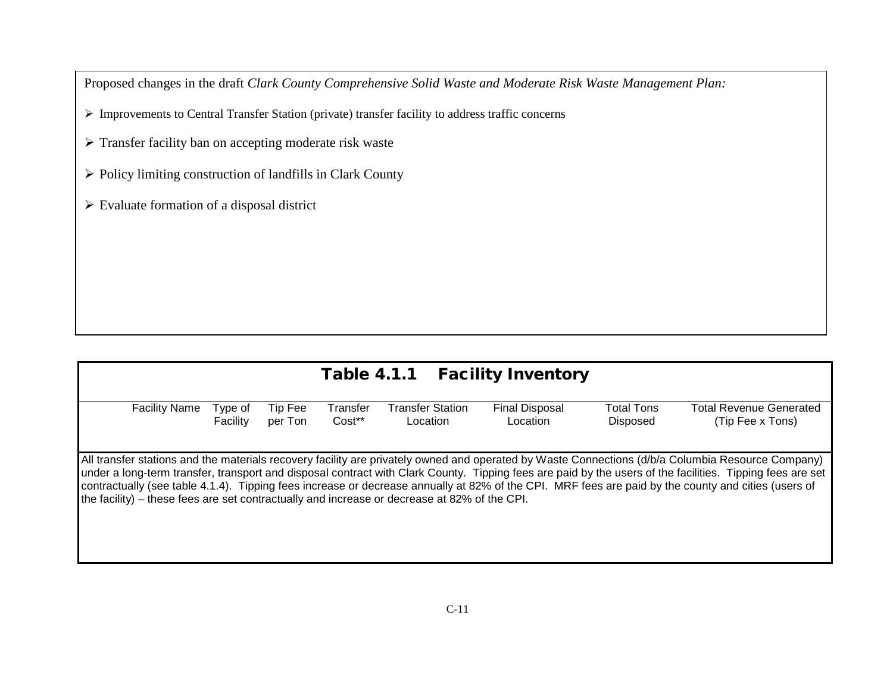Proposed changes in the draft *Clark County Comprehensive Solid Waste and Moderate Risk Waste Management Plan:*

- Improvements to Central Transfer Station (private) transfer facility to address traffic concerns
- Transfer facility ban on accepting moderate risk waste
- Policy limiting construction of landfills in Clark County
- Evaluate formation of a disposal district

## Table 4.1.1 Facility Inventory

| Facility Name | Type of Facility | Tip Fee per Ton | Transfer Cost** | Transfer Station Location | Final Disposal Location | Total Tons Disposed | Total Revenue Generated (Tip Fee x Tons) |
|---|---|---|---|---|---|---|---|

All transfer stations and the materials recovery facility are privately owned and operated by Waste Connections (d/b/a Columbia Resource Company) under a long-term transfer, transport and disposal contract with Clark County. Tipping fees are paid by the users of the facilities. Tipping fees are set contractually (see table 4.1.4). Tipping fees increase or decrease annually at 82% of the CPI. MRF fees are paid by the county and cities (users of the facility) – these fees are set contractually and increase or decrease at 82% of the CPI.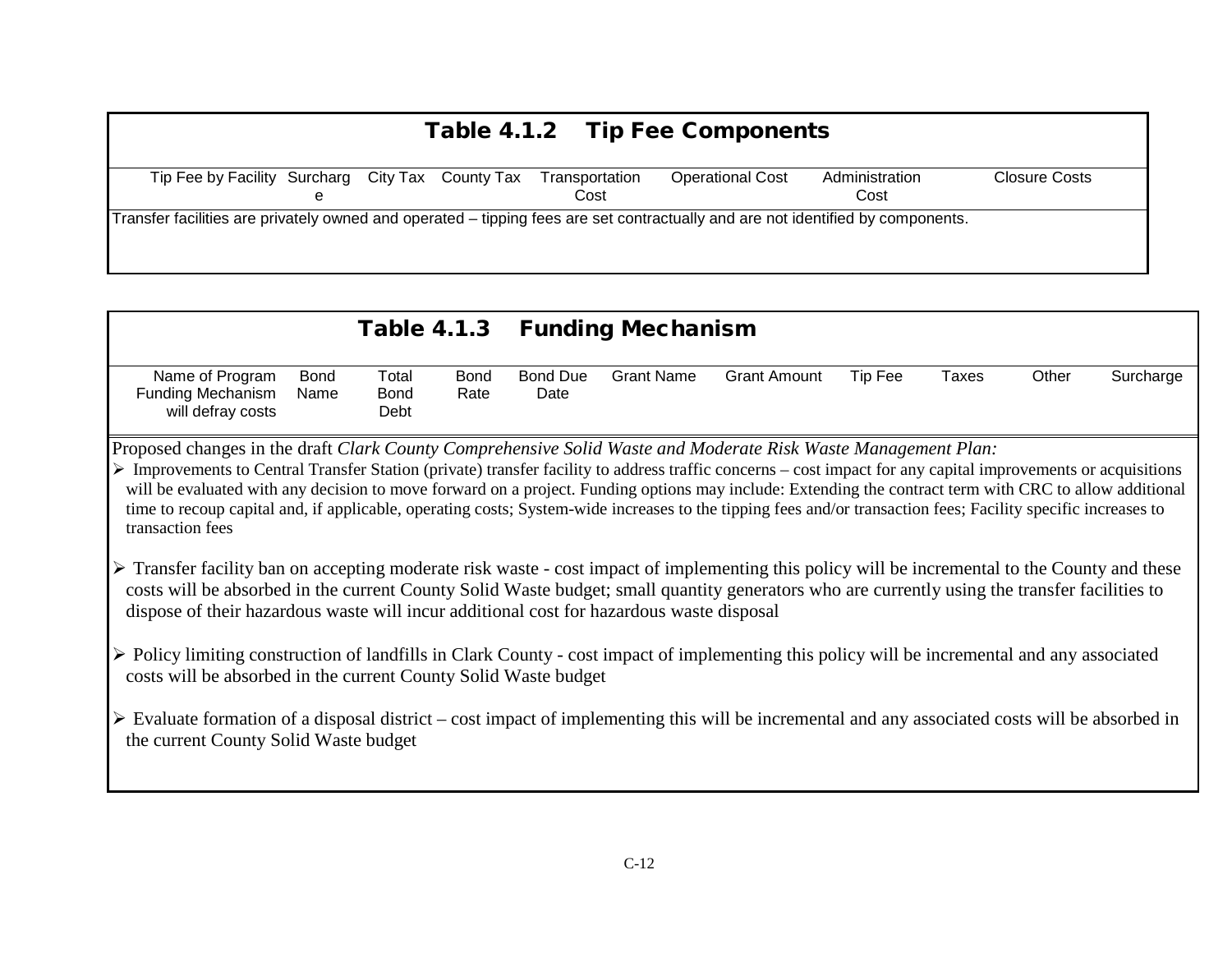## Table 4.1.2 Tip Fee Components

| Tip Fee by Facility | Surcharge | City Tax | County Tax | Transportation Cost | Operational Cost | Administration Cost | Closure Costs |
|---|---|---|---|---|---|---|---|
| Transfer facilities are privately owned and operated – tipping fees are set contractually and are not identified by components. | | | | | | | |

## Table 4.1.3 Funding Mechanism

| Name of Program Funding Mechanism will defray costs | Bond Name | Total Bond Debt | Bond Rate | Bond Due Date | Grant Name | Grant Amount | Tip Fee | Taxes | Other | Surcharge |
|---|---|---|---|---|---|---|---|---|---|---|

Proposed changes in the draft *Clark County Comprehensive Solid Waste and Moderate Risk Waste Management Plan:*

- Improvements to Central Transfer Station (private) transfer facility to address traffic concerns – cost impact for any capital improvements or acquisitions will be evaluated with any decision to move forward on a project. Funding options may include: Extending the contract term with CRC to allow additional time to recoup capital and, if applicable, operating costs; System-wide increases to the tipping fees and/or transaction fees; Facility specific increases to transaction fees

- Transfer facility ban on accepting moderate risk waste - cost impact of implementing this policy will be incremental to the County and these costs will be absorbed in the current County Solid Waste budget; small quantity generators who are currently using the transfer facilities to dispose of their hazardous waste will incur additional cost for hazardous waste disposal

- Policy limiting construction of landfills in Clark County - cost impact of implementing this policy will be incremental and any associated costs will be absorbed in the current County Solid Waste budget

- Evaluate formation of a disposal district – cost impact of implementing this will be incremental and any associated costs will be absorbed in the current County Solid Waste budget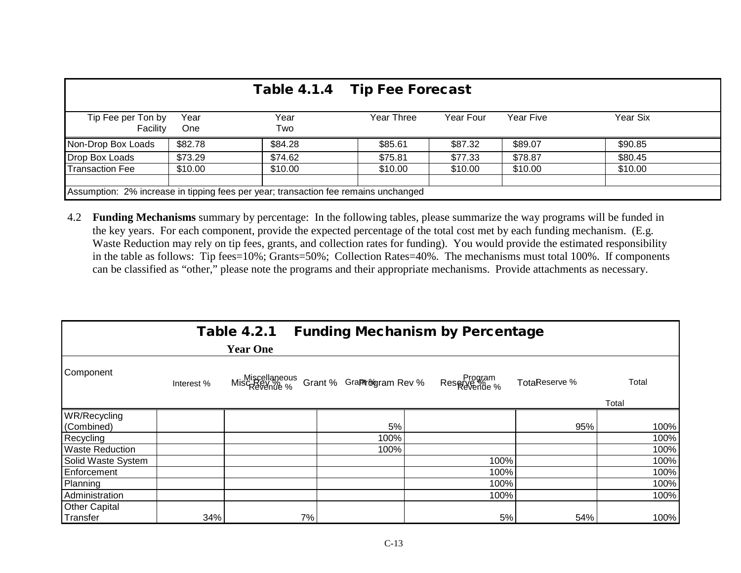| Table 4.1.4 Tip Fee Forecast | | | | | | |
|---|---|---|---|---|---|---|
| Tip Fee per Ton by Facility | Year One | Year Two | Year Three | Year Four | Year Five | Year Six |
| Non-Drop Box Loads | $82.78 | $84.28 | $85.61 | $87.32 | $89.07 | $90.85 |
| Drop Box Loads | $73.29 | $74.62 | $75.81 | $77.33 | $78.87 | $80.45 |
| Transaction Fee | $10.00 | $10.00 | $10.00 | $10.00 | $10.00 | $10.00 |
| | | | | | | |
| Assumption: 2% increase in tipping fees per year; transaction fee remains unchanged | | | | | | |

4.2 **Funding Mechanisms** summary by percentage: In the following tables, please summarize the way programs will be funded in the key years. For each component, provide the expected percentage of the total cost met by each funding mechanism. (E.g. Waste Reduction may rely on tip fees, grants, and collection rates for funding). You would provide the estimated responsibility in the table as follows: Tip fees=10%; Grants=50%; Collection Rates=40%. The mechanisms must total 100%. If components can be classified as "other," please note the programs and their appropriate mechanisms. Provide attachments as necessary.

| Table 4.2.1 Funding Mechanism by Percentage | | | | | | |
|---|---|---|---|---|---|---|
| **Year One** | | | | | | |
| Component | Interest % | Miscellaneous Revenue % | Grant % | Program Revenue % | Reserve % | Total |
| WR/Recycling (Combined) | | | 5% | | 95% | 100% |
| Recycling | | | 100% | | | 100% |
| Waste Reduction | | | 100% | | | 100% |
| Solid Waste System | | | | 100% | | 100% |
| Enforcement | | | | 100% | | 100% |
| Planning | | | | 100% | | 100% |
| Administration | | | | 100% | | 100% |
| Other Capital Transfer | 34% | 7% | | 5% | 54% | 100% |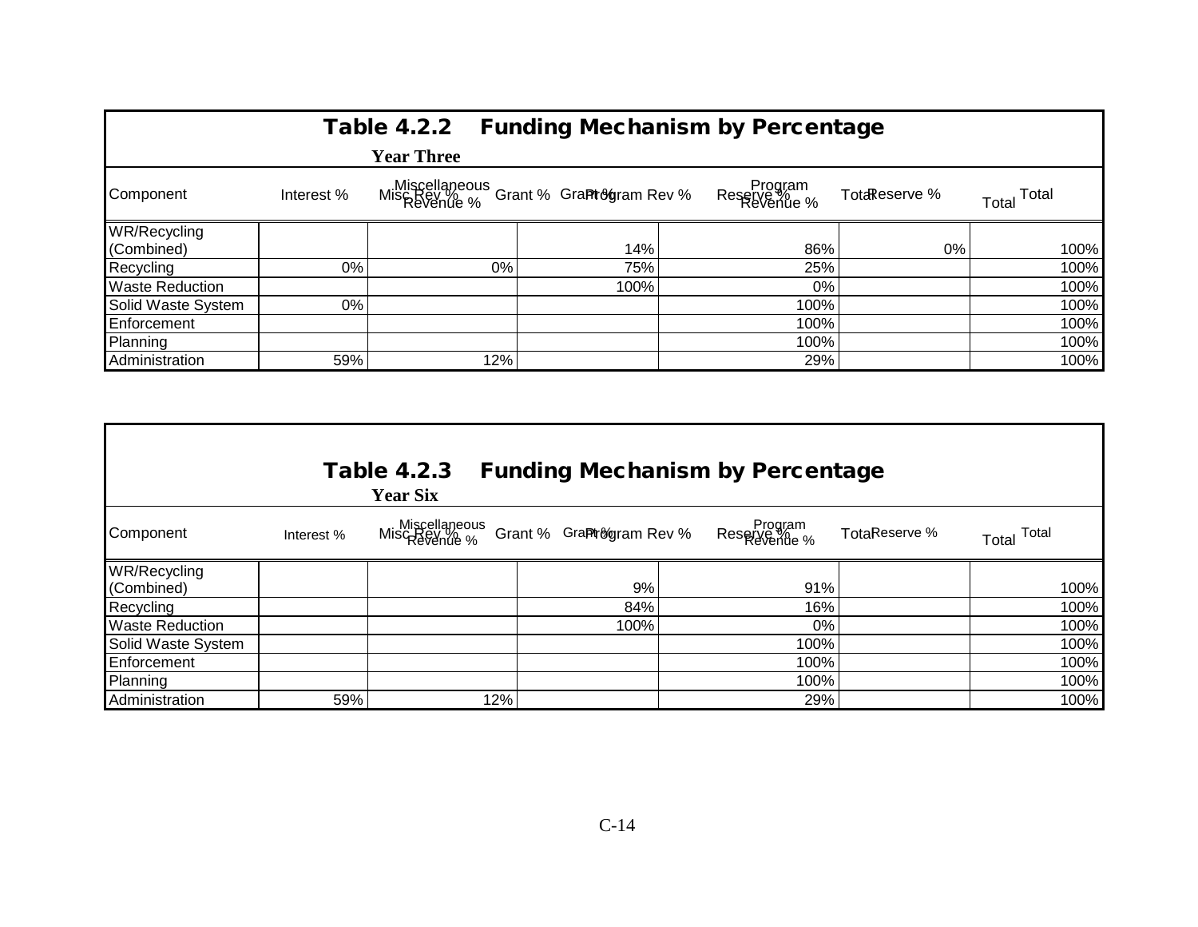## Table 4.2.2 Funding Mechanism by Percentage

**Year Three**

| Component | Interest % | Miscellaneous Revenue % | Grant % | Program Revenue % | Reserve % | Total |
|---|---|---|---|---|---|---|
| WR/Recycling (Combined) | | | 14% | 86% | 0% | 100% |
| Recycling | 0% | 0% | 75% | 25% | | 100% |
| Waste Reduction | | | 100% | 0% | | 100% |
| Solid Waste System | 0% | | | 100% | | 100% |
| Enforcement | | | | 100% | | 100% |
| Planning | | | | 100% | | 100% |
| Administration | 59% | 12% | | 29% | | 100% |

## Table 4.2.3 Funding Mechanism by Percentage

**Year Six**

| Component | Interest % | Miscellaneous Revenue % | Grant % | Program Revenue % | Reserve % | Total |
|---|---|---|---|---|---|---|
| WR/Recycling (Combined) | | | 9% | 91% | | 100% |
| Recycling | | | 84% | 16% | | 100% |
| Waste Reduction | | | 100% | 0% | | 100% |
| Solid Waste System | | | | 100% | | 100% |
| Enforcement | | | | 100% | | 100% |
| Planning | | | | 100% | | 100% |
| Administration | 59% | 12% | | 29% | | 100% |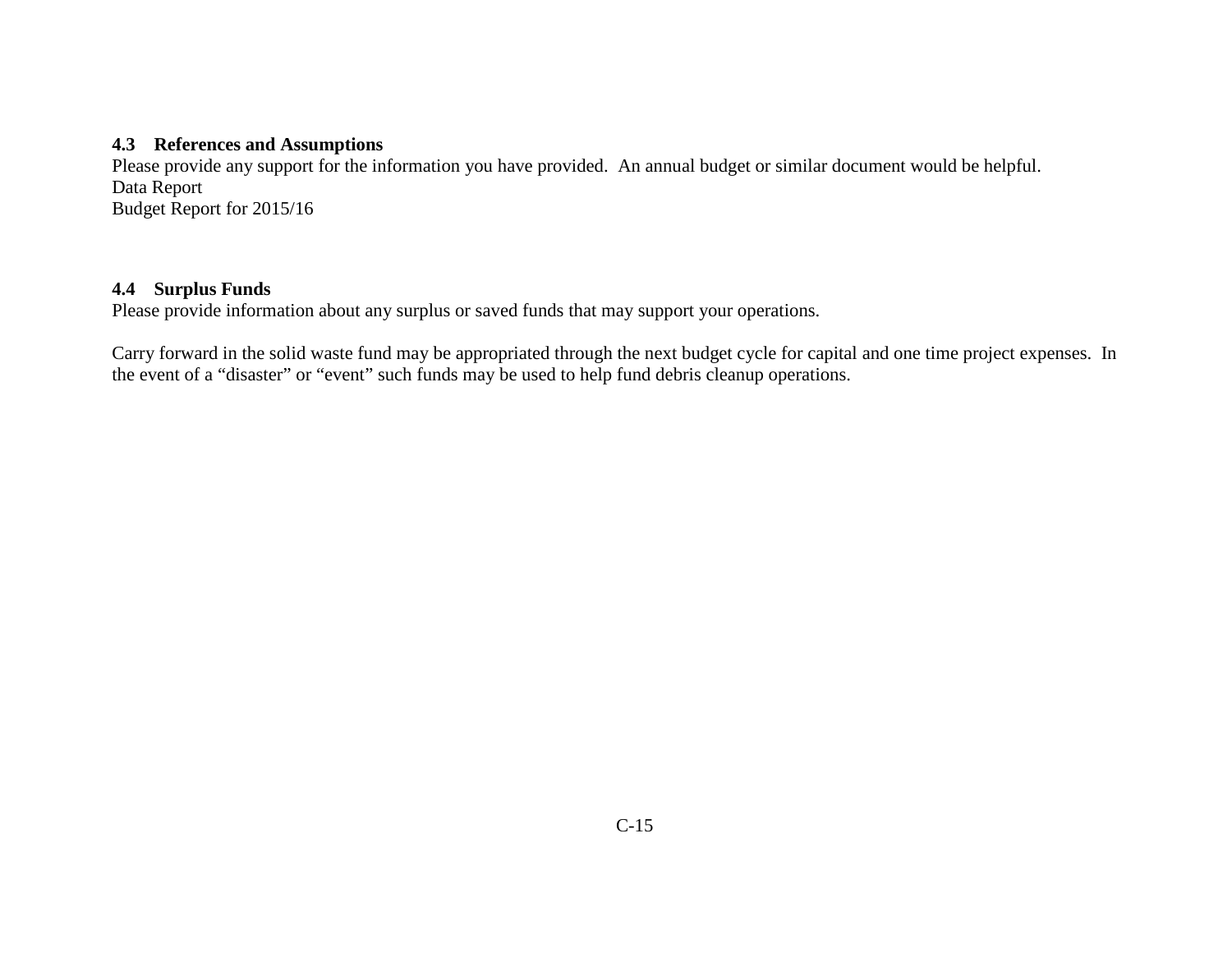### 4.3 References and Assumptions

Please provide any support for the information you have provided. An annual budget or similar document would be helpful.
Data Report
Budget Report for 2015/16

### 4.4 Surplus Funds

Please provide information about any surplus or saved funds that may support your operations.

Carry forward in the solid waste fund may be appropriated through the next budget cycle for capital and one time project expenses. In the event of a “disaster” or “event” such funds may be used to help fund debris cleanup operations.